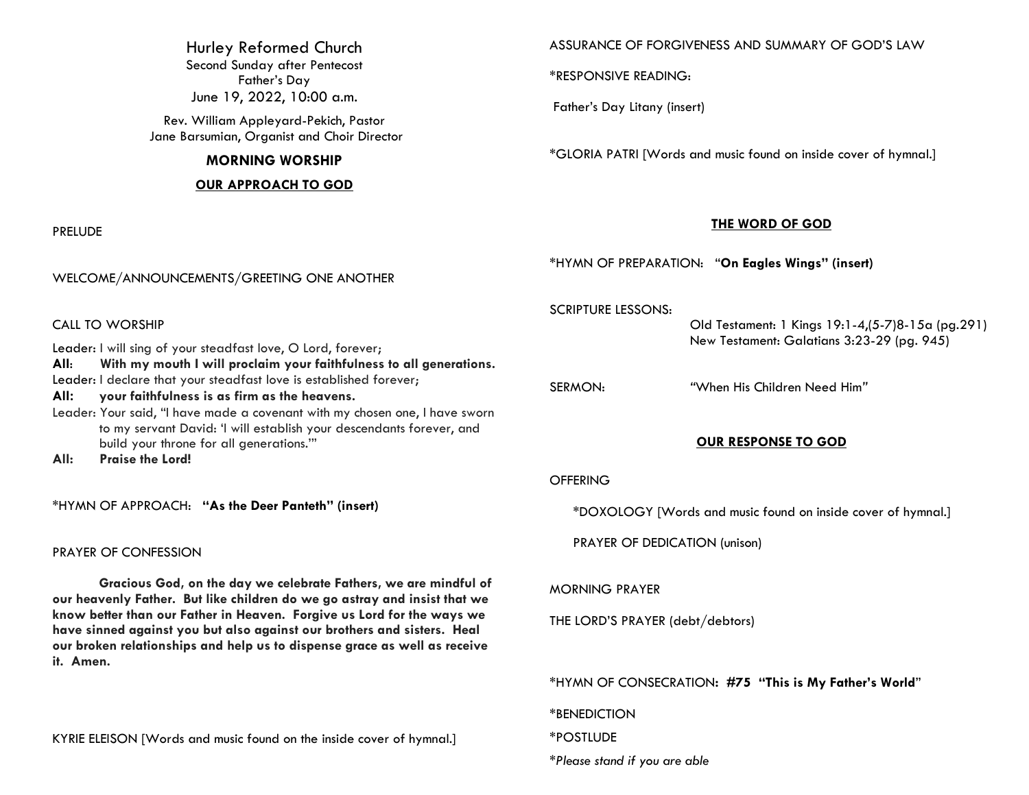# Hurley Reformed Church

Second Sunday after Pentecost
Father's Day
June 19, 2022, 10:00 a.m.

Rev. William Appleyard-Pekich, Pastor
Jane Barsumian, Organist and Choir Director

## MORNING WORSHIP

### OUR APPROACH TO GOD

PRELUDE

WELCOME/ANNOUNCEMENTS/GREETING ONE ANOTHER

CALL TO WORSHIP

Leader: I will sing of your steadfast love, O Lord, forever;
**All: With my mouth I will proclaim your faithfulness to all generations.**
Leader: I declare that your steadfast love is established forever;
**All: your faithfulness is as firm as the heavens.**
Leader: Your said, "I have made a covenant with my chosen one, I have sworn to my servant David: 'I will establish your descendants forever, and build your throne for all generations.'"
**All: Praise the Lord!**

*HYMN OF APPROACH: **"As the Deer Panteth" (insert)**

PRAYER OF CONFESSION

**Gracious God, on the day we celebrate Fathers, we are mindful of our heavenly Father. But like children do we go astray and insist that we know better than our Father in Heaven. Forgive us Lord for the ways we have sinned against you but also against our brothers and sisters. Heal our broken relationships and help us to dispense grace as well as receive it. Amen.**

KYRIE ELEISON [Words and music found on the inside cover of hymnal.]

ASSURANCE OF FORGIVENESS AND SUMMARY OF GOD'S LAW

*RESPONSIVE READING:

Father's Day Litany (insert)

*GLORIA PATRI [Words and music found on inside cover of hymnal.]

### THE WORD OF GOD

*HYMN OF PREPARATION: "**On Eagles Wings" (insert)**

SCRIPTURE LESSONS:
Old Testament: 1 Kings 19:1-4,(5-7)8-15a (pg.291)
New Testament: Galatians 3:23-29 (pg. 945)

SERMON: "When His Children Need Him"

### OUR RESPONSE TO GOD

OFFERING

*DOXOLOGY [Words and music found on inside cover of hymnal.]

PRAYER OF DEDICATION (unison)

MORNING PRAYER

THE LORD'S PRAYER (debt/debtors)

*HYMN OF CONSECRATION: **#75 "This is My Father's World**"

*BENEDICTION

*POSTLUDE

**Please stand if you are able*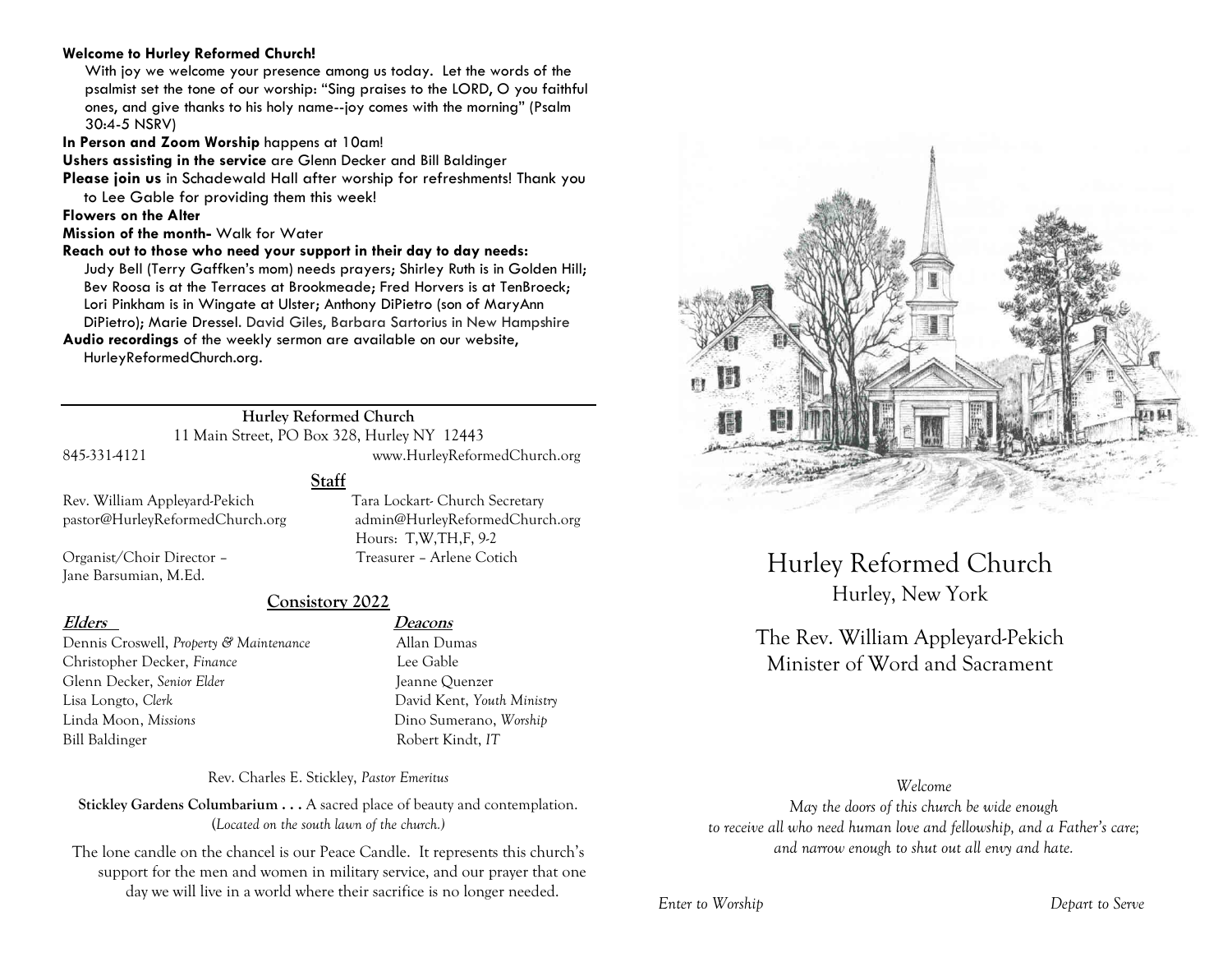**Welcome to Hurley Reformed Church!**

With joy we welcome your presence among us today. Let the words of the psalmist set the tone of our worship: "Sing praises to the LORD, O you faithful ones, and give thanks to his holy name--joy comes with the morning" (Psalm 30:4-5 NSRV)

**In Person and Zoom Worship** happens at 10am!

**Ushers assisting in the service** are Glenn Decker and Bill Baldinger

**Please join us** in Schadewald Hall after worship for refreshments! Thank you to Lee Gable for providing them this week!

**Flowers on the Alter**

**Mission of the month-** Walk for Water

**Reach out to those who need your support in their day to day needs:**

Judy Bell (Terry Gaffken's mom) needs prayers; Shirley Ruth is in Golden Hill; Bev Roosa is at the Terraces at Brookmeade; Fred Horvers is at TenBroeck; Lori Pinkham is in Wingate at Ulster; Anthony DiPietro (son of MaryAnn DiPietro); Marie Dressel. David Giles, Barbara Sartorius in New Hampshire

**Audio recordings** of the weekly sermon are available on our website, HurleyReformedChurch.org.

---

**Hurley Reformed Church**

11 Main Street, PO Box 328, Hurley NY 12443

845-331-4121 www.HurleyReformedChurch.org

## Staff

Rev. William Appleyard-Pekich
pastor@HurleyReformedChurch.org

Tara Lockart- Church Secretary
admin@HurleyReformedChurch.org
Hours: T,W,TH,F, 9-2

Organist/Choir Director – Jane Barsumian, M.Ed.

Treasurer – Arlene Cotich

## Consistory 2022

| **Elders** | **Deacons** |
|---|---|
| Dennis Croswell, *Property & Maintenance* | Allan Dumas |
| Christopher Decker, *Finance* | Lee Gable |
| Glenn Decker, *Senior Elder* | Jeanne Quenzer |
| Lisa Longto, *Clerk* | David Kent, *Youth Ministry* |
| Linda Moon, *Missions* | Dino Sumerano, *Worship* |
| Bill Baldinger | Robert Kindt, *IT* |

Rev. Charles E. Stickley, *Pastor Emeritus*

**Stickley Gardens Columbarium . . .** A sacred place of beauty and contemplation. (*Located on the south lawn of the church.*)

The lone candle on the chancel is our Peace Candle. It represents this church's support for the men and women in military service, and our prayer that one day we will live in a world where their sacrifice is no longer needed.

# Hurley Reformed Church

Hurley, New York

The Rev. William Appleyard-Pekich
Minister of Word and Sacrament

*Welcome*

*May the doors of this church be wide enough to receive all who need human love and fellowship, and a Father's care; and narrow enough to shut out all envy and hate.*

*Enter to Worship* *Depart to Serve*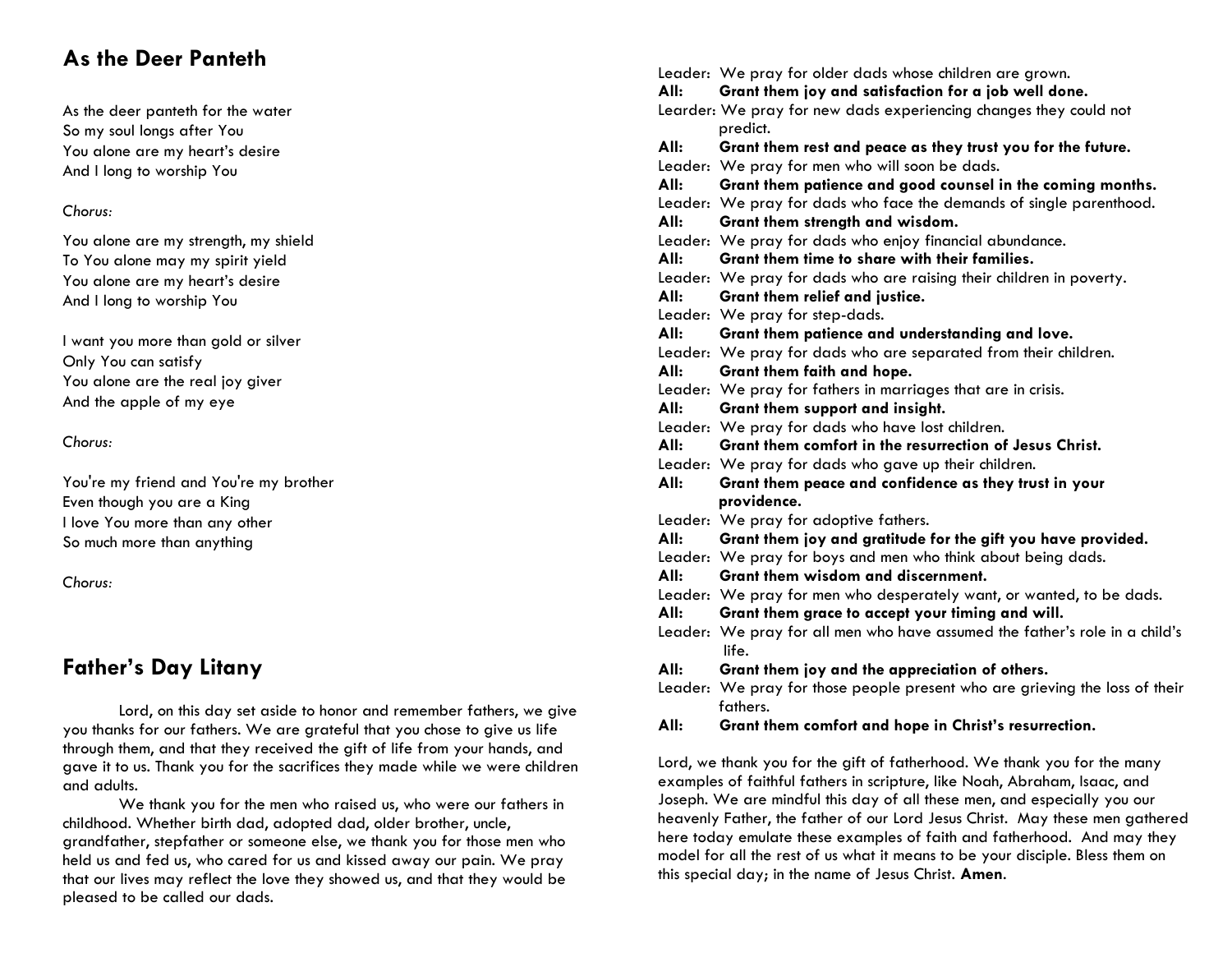## As the Deer Panteth

As the deer panteth for the water
So my soul longs after You
You alone are my heart's desire
And I long to worship You

*Chorus:*

You alone are my strength, my shield
To You alone may my spirit yield
You alone are my heart's desire
And I long to worship You

I want you more than gold or silver
Only You can satisfy
You alone are the real joy giver
And the apple of my eye

*Chorus:*

You're my friend and You're my brother
Even though you are a King
I love You more than any other
So much more than anything

*Chorus:*

## Father's Day Litany

Lord, on this day set aside to honor and remember fathers, we give you thanks for our fathers. We are grateful that you chose to give us life through them, and that they received the gift of life from your hands, and gave it to us. Thank you for the sacrifices they made while we were children and adults.

We thank you for the men who raised us, who were our fathers in childhood. Whether birth dad, adopted dad, older brother, uncle, grandfather, stepfather or someone else, we thank you for those men who held us and fed us, who cared for us and kissed away our pain. We pray that our lives may reflect the love they showed us, and that they would be pleased to be called our dads.

Leader: We pray for older dads whose children are grown.
**All: Grant them joy and satisfaction for a job well done.**
Learder: We pray for new dads experiencing changes they could not predict.
**All: Grant them rest and peace as they trust you for the future.**
Leader: We pray for men who will soon be dads.
**All: Grant them patience and good counsel in the coming months.**
Leader: We pray for dads who face the demands of single parenthood.
**All: Grant them strength and wisdom.**
Leader: We pray for dads who enjoy financial abundance.
**All: Grant them time to share with their families.**
Leader: We pray for dads who are raising their children in poverty.
**All: Grant them relief and justice.**
Leader: We pray for step-dads.
**All: Grant them patience and understanding and love.**
Leader: We pray for dads who are separated from their children.
**All: Grant them faith and hope.**
Leader: We pray for fathers in marriages that are in crisis.
**All: Grant them support and insight.**
Leader: We pray for dads who have lost children.
**All: Grant them comfort in the resurrection of Jesus Christ.**
Leader: We pray for dads who gave up their children.
**All: Grant them peace and confidence as they trust in your providence.**
Leader: We pray for adoptive fathers.
**All: Grant them joy and gratitude for the gift you have provided.**
Leader: We pray for boys and men who think about being dads.
**All: Grant them wisdom and discernment.**
Leader: We pray for men who desperately want, or wanted, to be dads.
**All: Grant them grace to accept your timing and will.**
Leader: We pray for all men who have assumed the father's role in a child's life.
**All: Grant them joy and the appreciation of others.**
Leader: We pray for those people present who are grieving the loss of their fathers.
**All: Grant them comfort and hope in Christ's resurrection.**

Lord, we thank you for the gift of fatherhood. We thank you for the many examples of faithful fathers in scripture, like Noah, Abraham, Isaac, and Joseph. We are mindful this day of all these men, and especially you our heavenly Father, the father of our Lord Jesus Christ. May these men gathered here today emulate these examples of faith and fatherhood. And may they model for all the rest of us what it means to be your disciple. Bless them on this special day; in the name of Jesus Christ. **Amen**.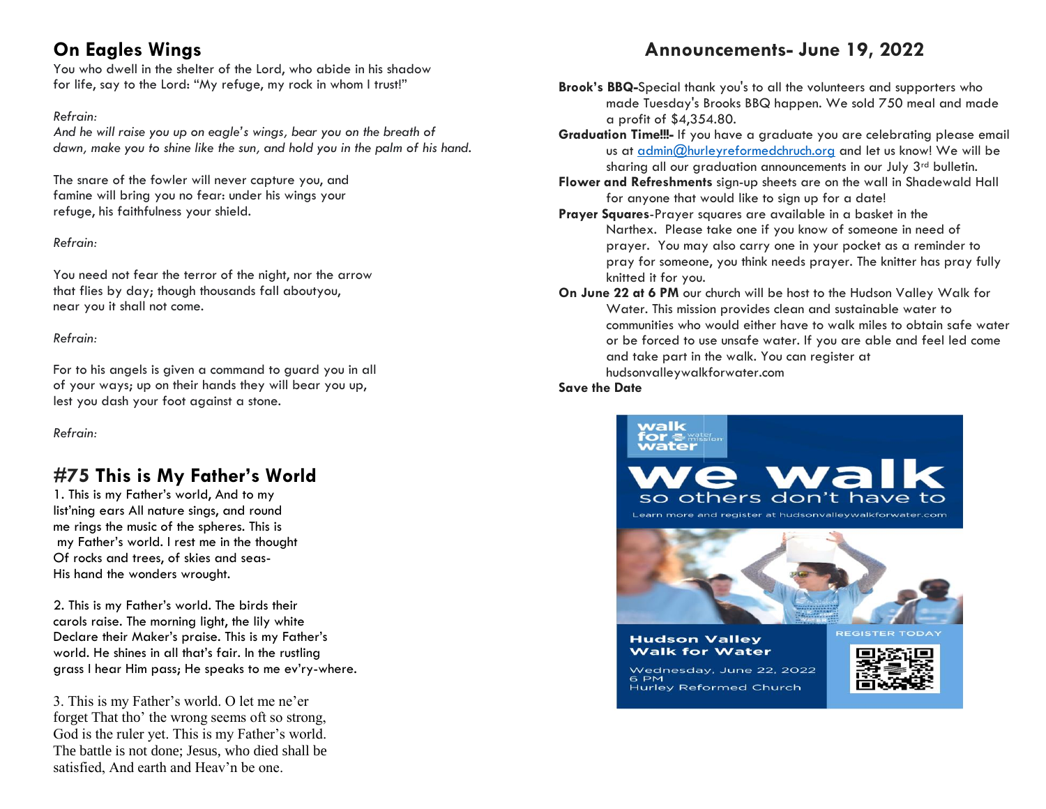## On Eagles Wings

You who dwell in the shelter of the Lord, who abide in his shadow for life, say to the Lord: "My refuge, my rock in whom I trust!"

*Refrain:*
*And he will raise you up on eagle's wings, bear you on the breath of dawn, make you to shine like the sun, and hold you in the palm of his hand.*

The snare of the fowler will never capture you, and famine will bring you no fear: under his wings your refuge, his faithfulness your shield.

*Refrain:*

You need not fear the terror of the night, nor the arrow that flies by day; though thousands fall aboutyou, near you it shall not come.

*Refrain:*

For to his angels is given a command to guard you in all of your ways; up on their hands they will bear you up, lest you dash your foot against a stone.

*Refrain:*

## #75 This is My Father's World

1. This is my Father's world, And to my list'ning ears All nature sings, and round me rings the music of the spheres. This is my Father's world. I rest me in the thought Of rocks and trees, of skies and seas- His hand the wonders wrought.

2. This is my Father's world. The birds their carols raise. The morning light, the lily white Declare their Maker's praise. This is my Father's world. He shines in all that's fair. In the rustling grass I hear Him pass; He speaks to me ev'ry-where.

3. This is my Father's world. O let me ne'er forget That tho' the wrong seems oft so strong, God is the ruler yet. This is my Father's world. The battle is not done; Jesus, who died shall be satisfied, And earth and Heav'n be one.

## Announcements- June 19, 2022

**Brook's BBQ-**Special thank you's to all the volunteers and supporters who made Tuesday's Brooks BBQ happen. We sold 750 meal and made a profit of $4,354.80.

**Graduation Time!!!-** If you have a graduate you are celebrating please email us at admin@hurleyreformedchruch.org and let us know! We will be sharing all our graduation announcements in our July 3rd bulletin.

**Flower and Refreshments** sign-up sheets are on the wall in Shadewald Hall for anyone that would like to sign up for a date!

**Prayer Squares**-Prayer squares are available in a basket in the Narthex. Please take one if you know of someone in need of prayer. You may also carry one in your pocket as a reminder to pray for someone, you think needs prayer. The knitter has pray fully knitted it for you.

**On June 22 at 6 PM** our church will be host to the Hudson Valley Walk for Water. This mission provides clean and sustainable water to communities who would either have to walk miles to obtain safe water or be forced to use unsafe water. If you are able and feel led come and take part in the walk. You can register at hudsonvalleywalkforwater.com

**Save the Date**

walk for water — water mission

we walk so others don't have to

Learn more and register at hudsonvalleywalkforwater.com

Hudson Valley Walk for Water

Wednesday, June 22, 2022
6 PM
Hurley Reformed Church

REGISTER TODAY